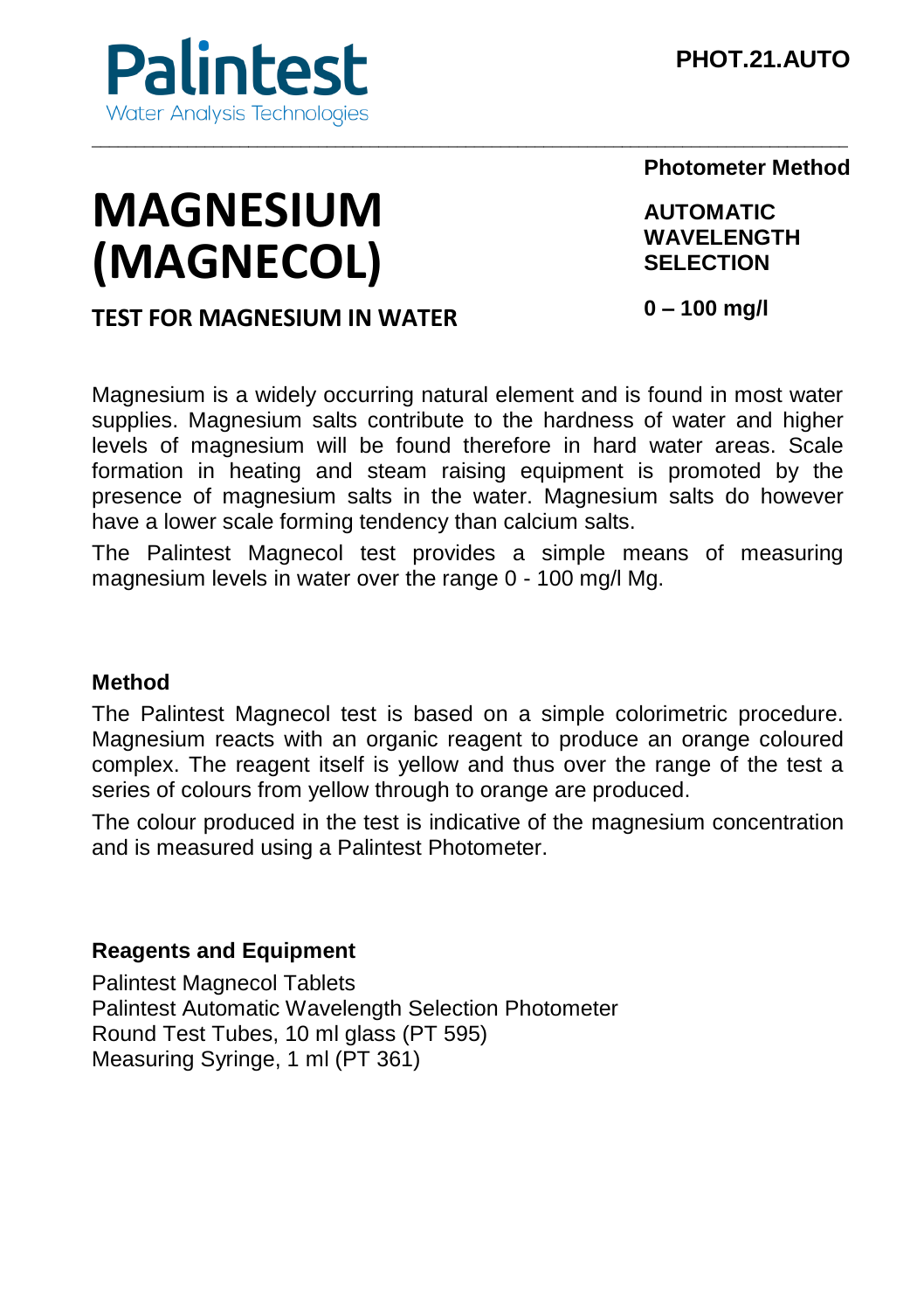Palintest
Water Analysis Technologies

PHOT.21.AUTO

# MAGNESIUM (MAGNECOL)

## TEST FOR MAGNESIUM IN WATER

**Photometer Method**

**AUTOMATIC WAVELENGTH SELECTION**

**0 – 100 mg/l**

Magnesium is a widely occurring natural element and is found in most water supplies. Magnesium salts contribute to the hardness of water and higher levels of magnesium will be found therefore in hard water areas. Scale formation in heating and steam raising equipment is promoted by the presence of magnesium salts in the water. Magnesium salts do however have a lower scale forming tendency than calcium salts.

The Palintest Magnecol test provides a simple means of measuring magnesium levels in water over the range 0 - 100 mg/l Mg.

### Method

The Palintest Magnecol test is based on a simple colorimetric procedure. Magnesium reacts with an organic reagent to produce an orange coloured complex. The reagent itself is yellow and thus over the range of the test a series of colours from yellow through to orange are produced.

The colour produced in the test is indicative of the magnesium concentration and is measured using a Palintest Photometer.

### Reagents and Equipment

Palintest Magnecol Tablets
Palintest Automatic Wavelength Selection Photometer
Round Test Tubes, 10 ml glass (PT 595)
Measuring Syringe, 1 ml (PT 361)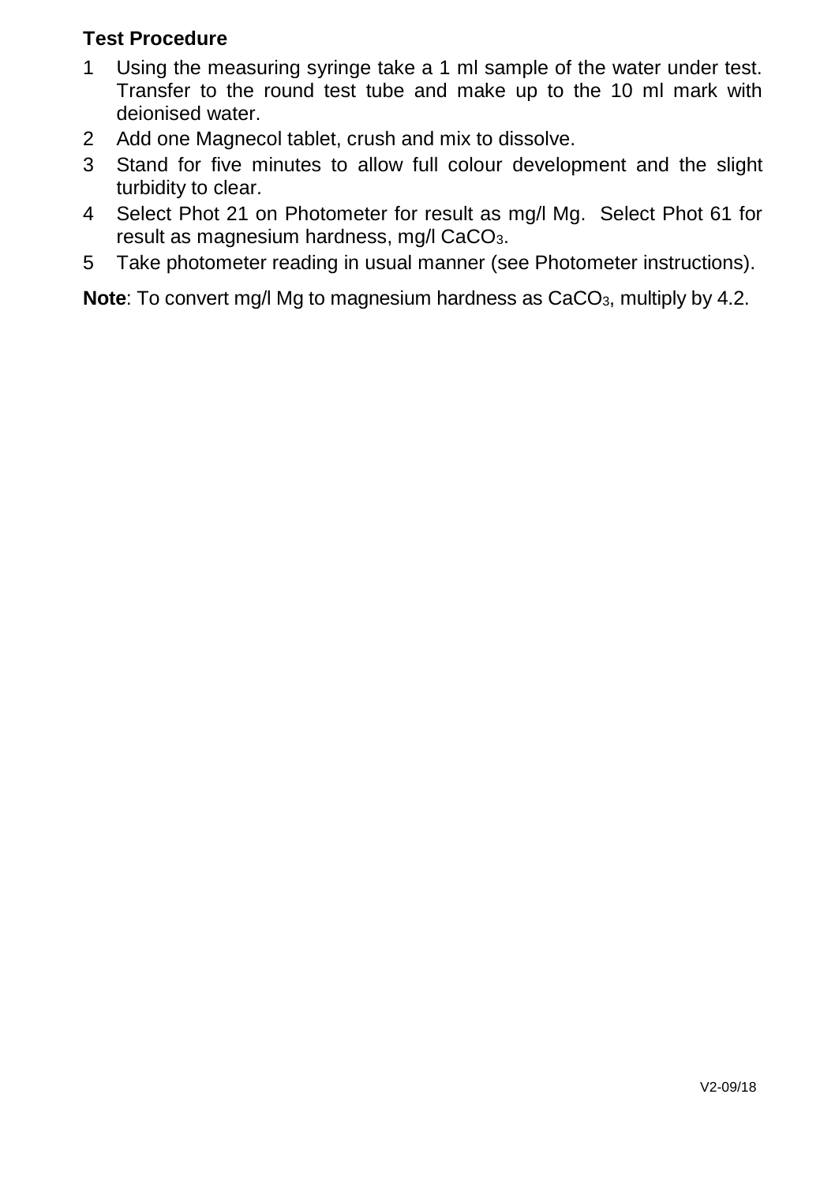**Test Procedure**

1. Using the measuring syringe take a 1 ml sample of the water under test. Transfer to the round test tube and make up to the 10 ml mark with deionised water.
2. Add one Magnecol tablet, crush and mix to dissolve.
3. Stand for five minutes to allow full colour development and the slight turbidity to clear.
4. Select Phot 21 on Photometer for result as mg/l Mg. Select Phot 61 for result as magnesium hardness, mg/l $CaCO_3$.
5. Take photometer reading in usual manner (see Photometer instructions).

**Note**: To convert mg/l Mg to magnesium hardness as $CaCO_3$, multiply by 4.2.

V2-09/18